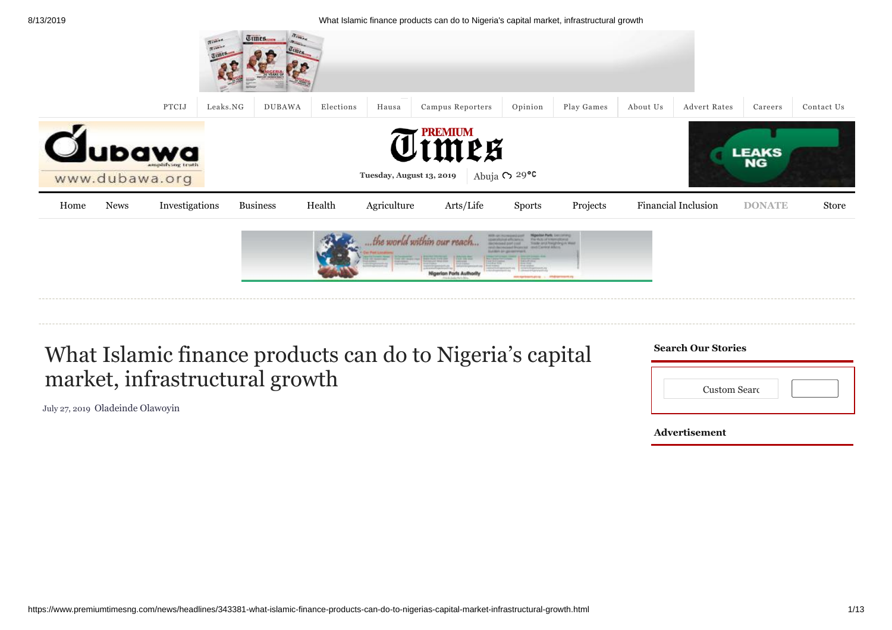PTCIJ | Leaks.NG | DUBAWA | Elections | Hausa | Campus Reporters | Opinion | Play Games | About Us | Advert Rates | Careers | Contact Us

Tuesday, August 13, 2019 Abuja 29°C

Home | News | Investigations | Business | Health | Agriculture | Arts/Life | Sports | Projects | Financial Inclusion | DONATE | Store

# What Islamic finance products can do to Nigeria's capital market, infrastructural growth

July 27, 2019 Oladeinde Olawoyin

**Search Our Stories**

Custom Searc

**Advertisement**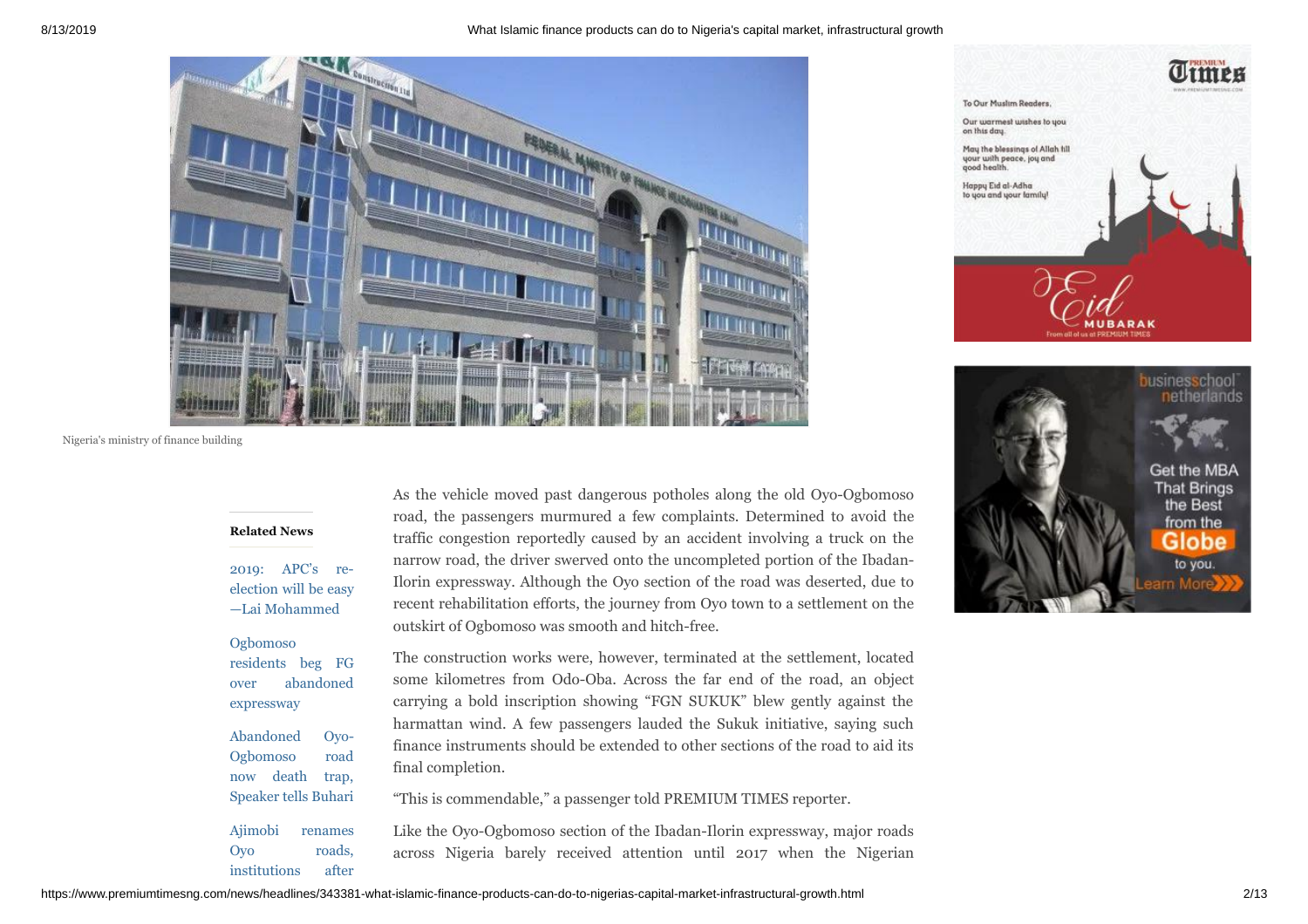Nigeria's ministry of finance building

**Related News**

2019: APC's re-election will be easy —Lai Mohammed

Ogbomoso residents beg FG over abandoned expressway

Abandoned Oyo-Ogbomoso road now death trap, Speaker tells Buhari

Ajimobi renames Oyo roads, institutions after

As the vehicle moved past dangerous potholes along the old Oyo-Ogbomoso road, the passengers murmured a few complaints. Determined to avoid the traffic congestion reportedly caused by an accident involving a truck on the narrow road, the driver swerved onto the uncompleted portion of the Ibadan-Ilorin expressway. Although the Oyo section of the road was deserted, due to recent rehabilitation efforts, the journey from Oyo town to a settlement on the outskirt of Ogbomoso was smooth and hitch-free.

The construction works were, however, terminated at the settlement, located some kilometres from Odo-Oba. Across the far end of the road, an object carrying a bold inscription showing "FGN SUKUK" blew gently against the harmattan wind. A few passengers lauded the Sukuk initiative, saying such finance instruments should be extended to other sections of the road to aid its final completion.

"This is commendable," a passenger told PREMIUM TIMES reporter.

Like the Oyo-Ogbomoso section of the Ibadan-Ilorin expressway, major roads across Nigeria barely received attention until 2017 when the Nigerian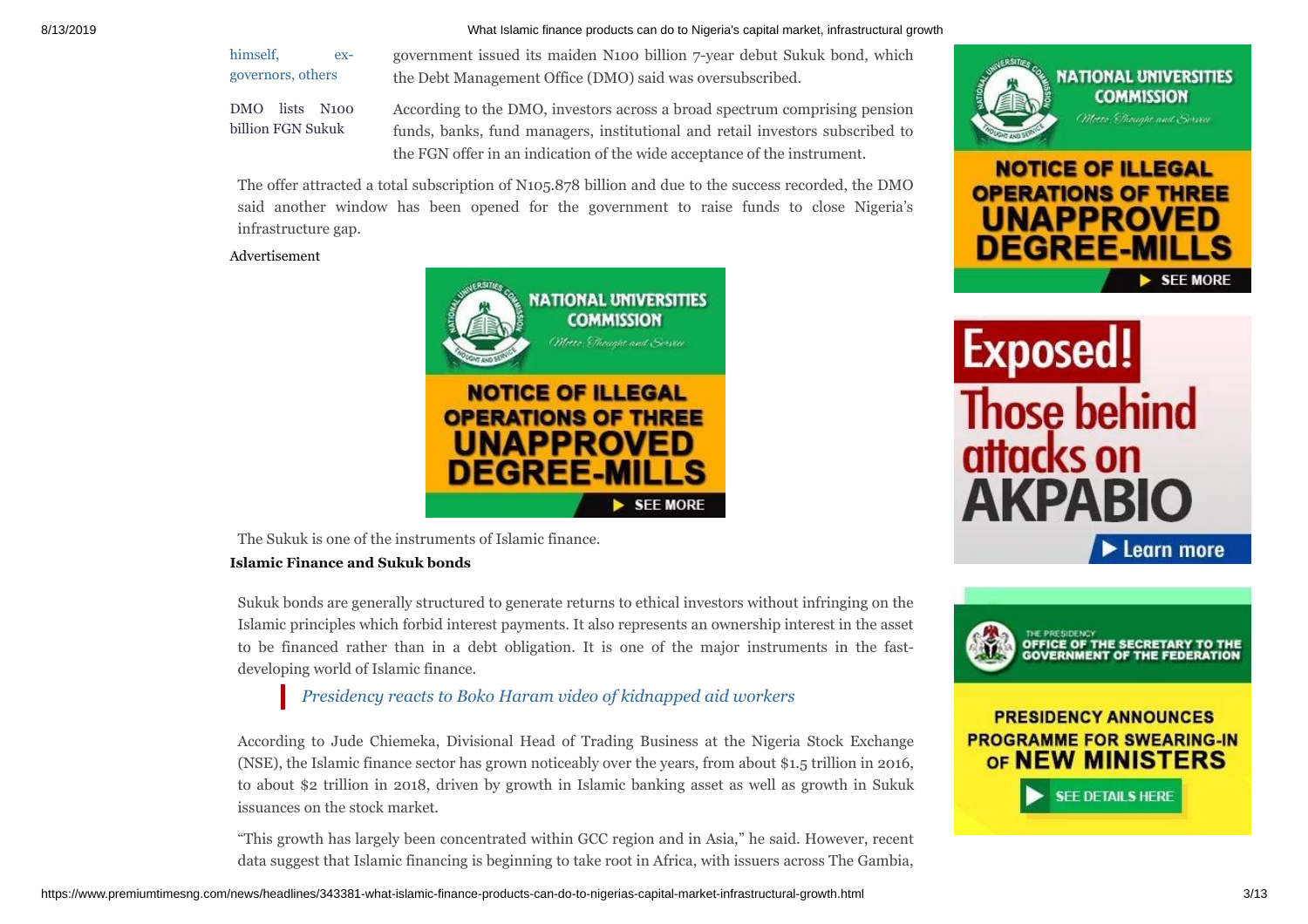himself, ex-governors, others

government issued its maiden N100 billion 7-year debut Sukuk bond, which the Debt Management Office (DMO) said was oversubscribed.

DMO lists N100 billion FGN Sukuk

According to the DMO, investors across a broad spectrum comprising pension funds, banks, fund managers, institutional and retail investors subscribed to the FGN offer in an indication of the wide acceptance of the instrument.

The offer attracted a total subscription of N105.878 billion and due to the success recorded, the DMO said another window has been opened for the government to raise funds to close Nigeria's infrastructure gap.

Advertisement

The Sukuk is one of the instruments of Islamic finance.

**Islamic Finance and Sukuk bonds**

Sukuk bonds are generally structured to generate returns to ethical investors without infringing on the Islamic principles which forbid interest payments. It also represents an ownership interest in the asset to be financed rather than in a debt obligation. It is one of the major instruments in the fast-developing world of Islamic finance.

> *Presidency reacts to Boko Haram video of kidnapped aid workers*

According to Jude Chiemeka, Divisional Head of Trading Business at the Nigeria Stock Exchange (NSE), the Islamic finance sector has grown noticeably over the years, from about $1.5 trillion in 2016, to about $2 trillion in 2018, driven by growth in Islamic banking asset as well as growth in Sukuk issuances on the stock market.

"This growth has largely been concentrated within GCC region and in Asia," he said. However, recent data suggest that Islamic financing is beginning to take root in Africa, with issuers across The Gambia,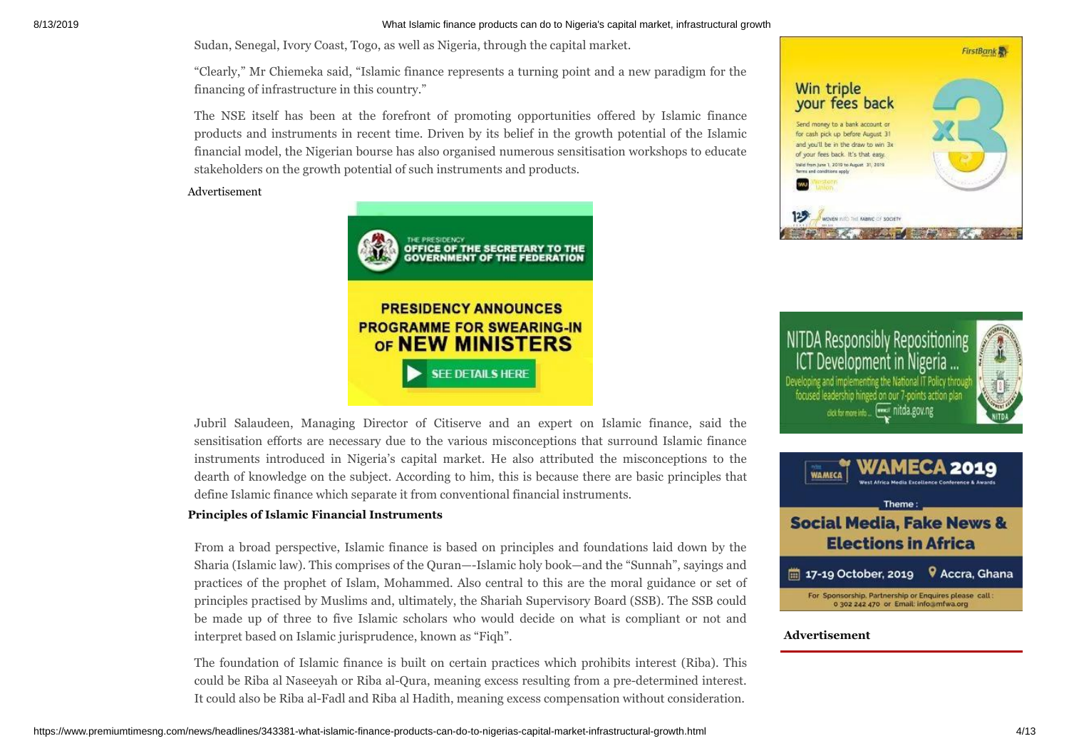Sudan, Senegal, Ivory Coast, Togo, as well as Nigeria, through the capital market.

"Clearly," Mr Chiemeka said, "Islamic finance represents a turning point and a new paradigm for the financing of infrastructure in this country."

The NSE itself has been at the forefront of promoting opportunities offered by Islamic finance products and instruments in recent time. Driven by its belief in the growth potential of the Islamic financial model, the Nigerian bourse has also organised numerous sensitisation workshops to educate stakeholders on the growth potential of such instruments and products.

Jubril Salaudeen, Managing Director of Citiserve and an expert on Islamic finance, said the sensitisation efforts are necessary due to the various misconceptions that surround Islamic finance instruments introduced in Nigeria's capital market. He also attributed the misconceptions to the dearth of knowledge on the subject. According to him, this is because there are basic principles that define Islamic finance which separate it from conventional financial instruments.

**Principles of Islamic Financial Instruments**

From a broad perspective, Islamic finance is based on principles and foundations laid down by the Sharia (Islamic law). This comprises of the Quran—-Islamic holy book—and the "Sunnah", sayings and practices of the prophet of Islam, Mohammed. Also central to this are the moral guidance or set of principles practised by Muslims and, ultimately, the Shariah Supervisory Board (SSB). The SSB could be made up of three to five Islamic scholars who would decide on what is compliant or not and interpret based on Islamic jurisprudence, known as "Fiqh".

The foundation of Islamic finance is built on certain practices which prohibits interest (Riba). This could be Riba al Naseeyah or Riba al-Qura, meaning excess resulting from a pre-determined interest. It could also be Riba al-Fadl and Riba al Hadith, meaning excess compensation without consideration.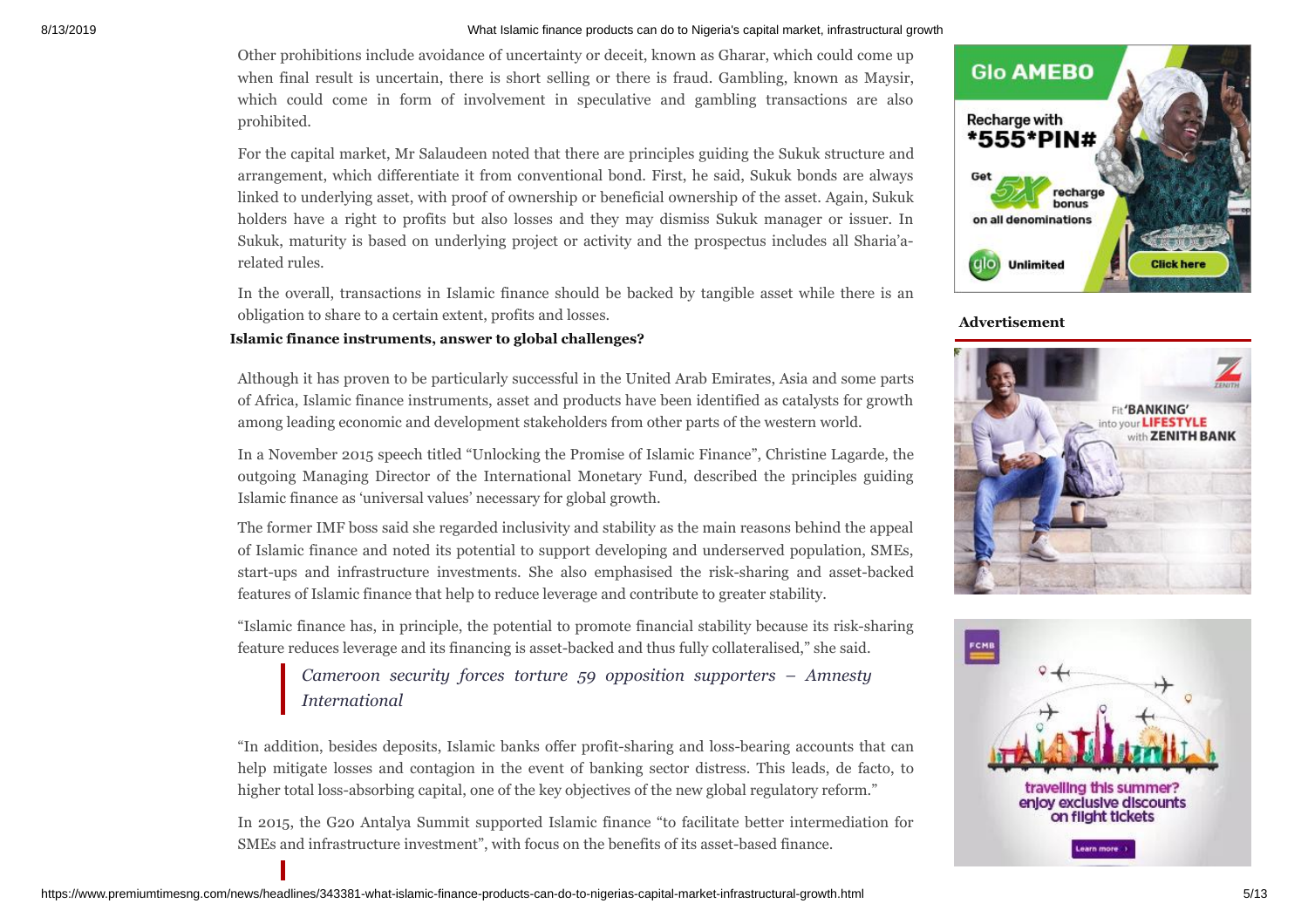Other prohibitions include avoidance of uncertainty or deceit, known as Gharar, which could come up when final result is uncertain, there is short selling or there is fraud. Gambling, known as Maysir, which could come in form of involvement in speculative and gambling transactions are also prohibited.

For the capital market, Mr Salaudeen noted that there are principles guiding the Sukuk structure and arrangement, which differentiate it from conventional bond. First, he said, Sukuk bonds are always linked to underlying asset, with proof of ownership or beneficial ownership of the asset. Again, Sukuk holders have a right to profits but also losses and they may dismiss Sukuk manager or issuer. In Sukuk, maturity is based on underlying project or activity and the prospectus includes all Sharia'a-related rules.

In the overall, transactions in Islamic finance should be backed by tangible asset while there is an obligation to share to a certain extent, profits and losses.

**Islamic finance instruments, answer to global challenges?**

Although it has proven to be particularly successful in the United Arab Emirates, Asia and some parts of Africa, Islamic finance instruments, asset and products have been identified as catalysts for growth among leading economic and development stakeholders from other parts of the western world.

In a November 2015 speech titled "Unlocking the Promise of Islamic Finance", Christine Lagarde, the outgoing Managing Director of the International Monetary Fund, described the principles guiding Islamic finance as 'universal values' necessary for global growth.

The former IMF boss said she regarded inclusivity and stability as the main reasons behind the appeal of Islamic finance and noted its potential to support developing and underserved population, SMEs, start-ups and infrastructure investments. She also emphasised the risk-sharing and asset-backed features of Islamic finance that help to reduce leverage and contribute to greater stability.

"Islamic finance has, in principle, the potential to promote financial stability because its risk-sharing feature reduces leverage and its financing is asset-backed and thus fully collateralised," she said.

> *Cameroon security forces torture 59 opposition supporters – Amnesty International*

"In addition, besides deposits, Islamic banks offer profit-sharing and loss-bearing accounts that can help mitigate losses and contagion in the event of banking sector distress. This leads, de facto, to higher total loss-absorbing capital, one of the key objectives of the new global regulatory reform."

In 2015, the G20 Antalya Summit supported Islamic finance "to facilitate better intermediation for SMEs and infrastructure investment", with focus on the benefits of its asset-based finance.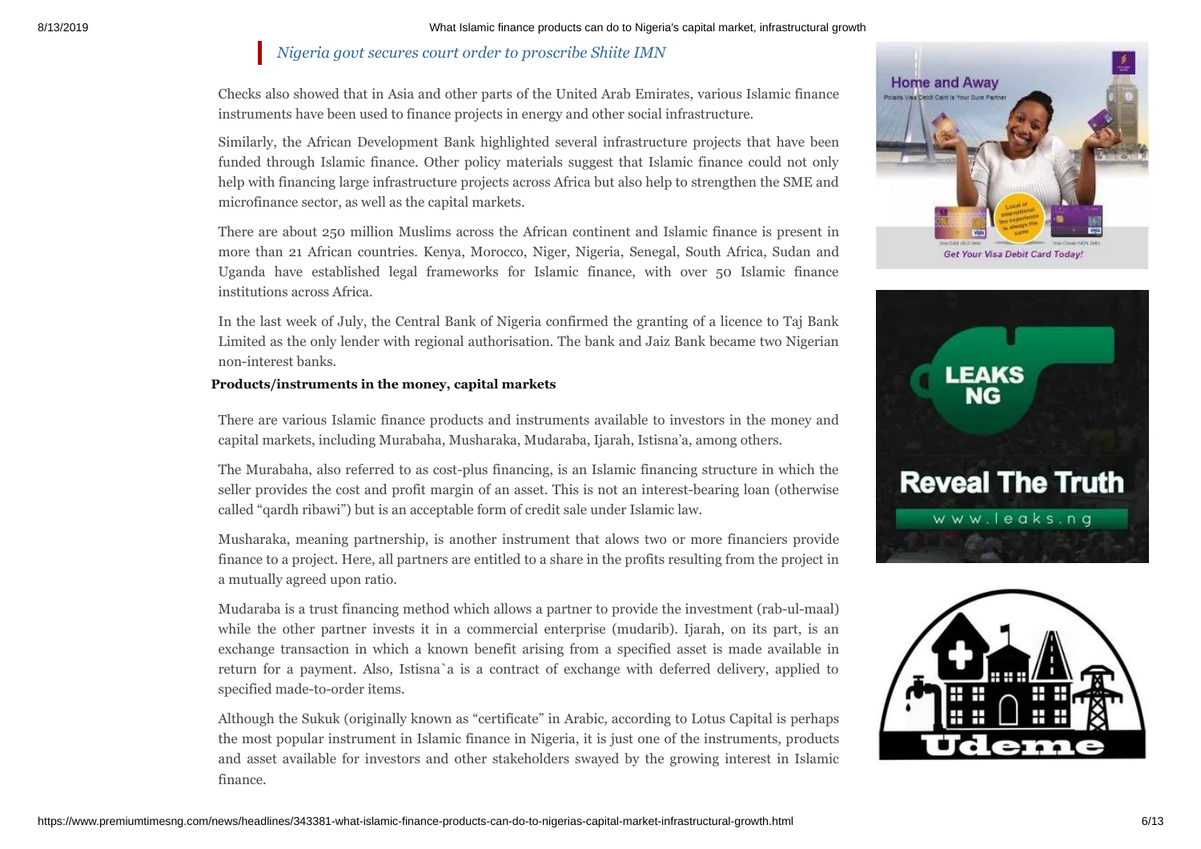*Nigeria govt secures court order to proscribe Shiite IMN*

Checks also showed that in Asia and other parts of the United Arab Emirates, various Islamic finance instruments have been used to finance projects in energy and other social infrastructure.

Similarly, the African Development Bank highlighted several infrastructure projects that have been funded through Islamic finance. Other policy materials suggest that Islamic finance could not only help with financing large infrastructure projects across Africa but also help to strengthen the SME and microfinance sector, as well as the capital markets.

There are about 250 million Muslims across the African continent and Islamic finance is present in more than 21 African countries. Kenya, Morocco, Niger, Nigeria, Senegal, South Africa, Sudan and Uganda have established legal frameworks for Islamic finance, with over 50 Islamic finance institutions across Africa.

In the last week of July, the Central Bank of Nigeria confirmed the granting of a licence to Taj Bank Limited as the only lender with regional authorisation. The bank and Jaiz Bank became two Nigerian non-interest banks.

**Products/instruments in the money, capital markets**

There are various Islamic finance products and instruments available to investors in the money and capital markets, including Murabaha, Musharaka, Mudaraba, Ijarah, Istisna'a, among others.

The Murabaha, also referred to as cost-plus financing, is an Islamic financing structure in which the seller provides the cost and profit margin of an asset. This is not an interest-bearing loan (otherwise called "qardh ribawi") but is an acceptable form of credit sale under Islamic law.

Musharaka, meaning partnership, is another instrument that alows two or more financiers provide finance to a project. Here, all partners are entitled to a share in the profits resulting from the project in a mutually agreed upon ratio.

Mudaraba is a trust financing method which allows a partner to provide the investment (rab-ul-maal) while the other partner invests it in a commercial enterprise (mudarib). Ijarah, on its part, is an exchange transaction in which a known benefit arising from a specified asset is made available in return for a payment. Also, Istisna`a is a contract of exchange with deferred delivery, applied to specified made-to-order items.

Although the Sukuk (originally known as "certificate" in Arabic, according to Lotus Capital is perhaps the most popular instrument in Islamic finance in Nigeria, it is just one of the instruments, products and asset available for investors and other stakeholders swayed by the growing interest in Islamic finance.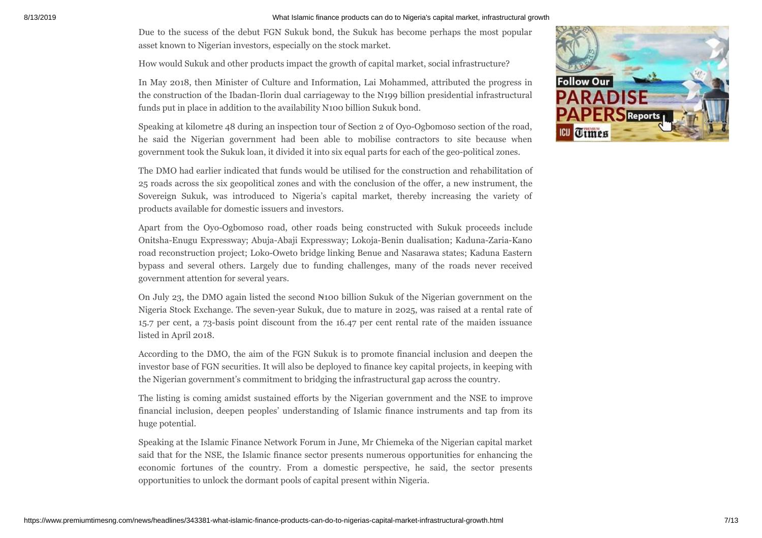Due to the sucess of the debut FGN Sukuk bond, the Sukuk has become perhaps the most popular asset known to Nigerian investors, especially on the stock market.

How would Sukuk and other products impact the growth of capital market, social infrastructure?

In May 2018, then Minister of Culture and Information, Lai Mohammed, attributed the progress in the construction of the Ibadan-Ilorin dual carriageway to the N199 billion presidential infrastructural funds put in place in addition to the availability N100 billion Sukuk bond.

Speaking at kilometre 48 during an inspection tour of Section 2 of Oyo-Ogbomoso section of the road, he said the Nigerian government had been able to mobilise contractors to site because when government took the Sukuk loan, it divided it into six equal parts for each of the geo-political zones.

The DMO had earlier indicated that funds would be utilised for the construction and rehabilitation of 25 roads across the six geopolitical zones and with the conclusion of the offer, a new instrument, the Sovereign Sukuk, was introduced to Nigeria's capital market, thereby increasing the variety of products available for domestic issuers and investors.

Apart from the Oyo-Ogbomoso road, other roads being constructed with Sukuk proceeds include Onitsha-Enugu Expressway; Abuja-Abaji Expressway; Lokoja-Benin dualisation; Kaduna-Zaria-Kano road reconstruction project; Loko-Oweto bridge linking Benue and Nasarawa states; Kaduna Eastern bypass and several others. Largely due to funding challenges, many of the roads never received government attention for several years.

On July 23, the DMO again listed the second ₦100 billion Sukuk of the Nigerian government on the Nigeria Stock Exchange. The seven-year Sukuk, due to mature in 2025, was raised at a rental rate of 15.7 per cent, a 73-basis point discount from the 16.47 per cent rental rate of the maiden issuance listed in April 2018.

According to the DMO, the aim of the FGN Sukuk is to promote financial inclusion and deepen the investor base of FGN securities. It will also be deployed to finance key capital projects, in keeping with the Nigerian government's commitment to bridging the infrastructural gap across the country.

The listing is coming amidst sustained efforts by the Nigerian government and the NSE to improve financial inclusion, deepen peoples' understanding of Islamic finance instruments and tap from its huge potential.

Speaking at the Islamic Finance Network Forum in June, Mr Chiemeka of the Nigerian capital market said that for the NSE, the Islamic finance sector presents numerous opportunities for enhancing the economic fortunes of the country. From a domestic perspective, he said, the sector presents opportunities to unlock the dormant pools of capital present within Nigeria.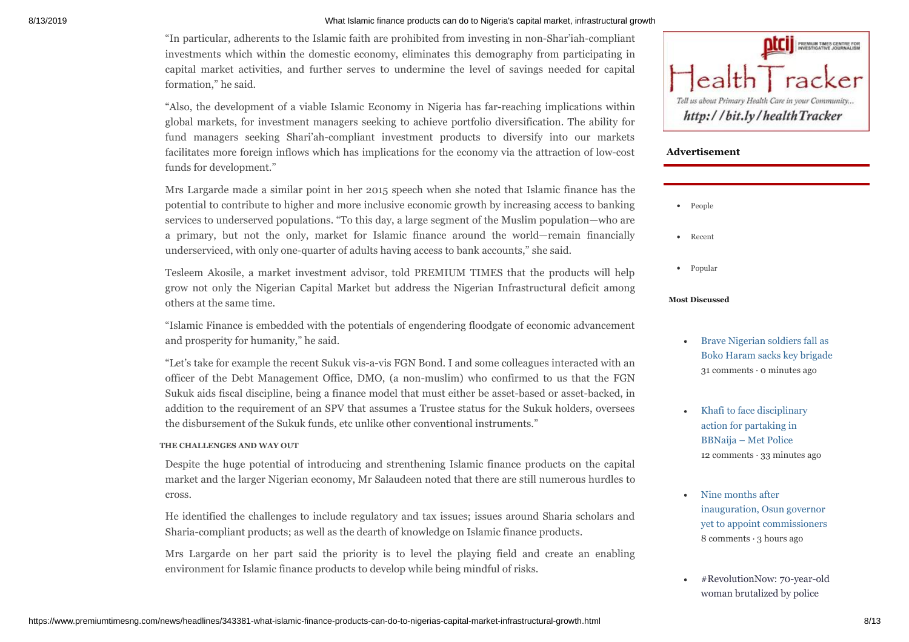"In particular, adherents to the Islamic faith are prohibited from investing in non-Shar'iah-compliant investments which within the domestic economy, eliminates this demography from participating in capital market activities, and further serves to undermine the level of savings needed for capital formation," he said.

"Also, the development of a viable Islamic Economy in Nigeria has far-reaching implications within global markets, for investment managers seeking to achieve portfolio diversification. The ability for fund managers seeking Shari'ah-compliant investment products to diversify into our markets facilitates more foreign inflows which has implications for the economy via the attraction of low-cost funds for development."

Mrs Largarde made a similar point in her 2015 speech when she noted that Islamic finance has the potential to contribute to higher and more inclusive economic growth by increasing access to banking services to underserved populations. "To this day, a large segment of the Muslim population—who are a primary, but not the only, market for Islamic finance around the world—remain financially underserviced, with only one-quarter of adults having access to bank accounts," she said.

Tesleem Akosile, a market investment advisor, told PREMIUM TIMES that the products will help grow not only the Nigerian Capital Market but address the Nigerian Infrastructural deficit among others at the same time.

"Islamic Finance is embedded with the potentials of engendering floodgate of economic advancement and prosperity for humanity," he said.

"Let's take for example the recent Sukuk vis-a-vis FGN Bond. I and some colleagues interacted with an officer of the Debt Management Office, DMO, (a non-muslim) who confirmed to us that the FGN Sukuk aids fiscal discipline, being a finance model that must either be asset-based or asset-backed, in addition to the requirement of an SPV that assumes a Trustee status for the Sukuk holders, oversees the disbursement of the Sukuk funds, etc unlike other conventional instruments."

#### THE CHALLENGES AND WAY OUT

Despite the huge potential of introducing and strenthening Islamic finance products on the capital market and the larger Nigerian economy, Mr Salaudeen noted that there are still numerous hurdles to cross.

He identified the challenges to include regulatory and tax issues; issues around Sharia scholars and Sharia-compliant products; as well as the dearth of knowledge on Islamic finance products.

Mrs Largarde on her part said the priority is to level the playing field and create an enabling environment for Islamic finance products to develop while being mindful of risks.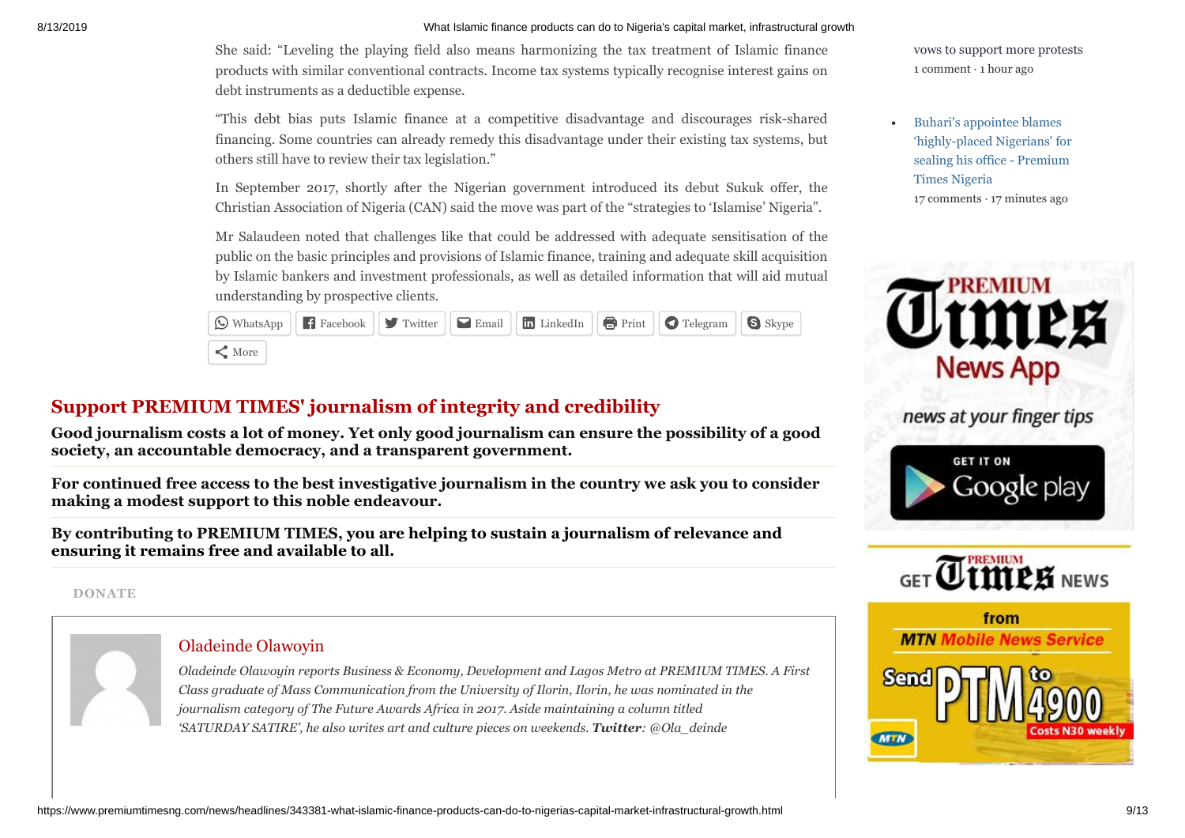She said: "Leveling the playing field also means harmonizing the tax treatment of Islamic finance products with similar conventional contracts. Income tax systems typically recognise interest gains on debt instruments as a deductible expense.

"This debt bias puts Islamic finance at a competitive disadvantage and discourages risk-shared financing. Some countries can already remedy this disadvantage under their existing tax systems, but others still have to review their tax legislation."

In September 2017, shortly after the Nigerian government introduced its debut Sukuk offer, the Christian Association of Nigeria (CAN) said the move was part of the "strategies to 'Islamise' Nigeria".

Mr Salaudeen noted that challenges like that could be addressed with adequate sensitisation of the public on the basic principles and provisions of Islamic finance, training and adequate skill acquisition by Islamic bankers and investment professionals, as well as detailed information that will aid mutual understanding by prospective clients.

WhatsApp | Facebook | Twitter | Email | LinkedIn | Print | Telegram | Skype | More

## Support PREMIUM TIMES' journalism of integrity and credibility

**Good journalism costs a lot of money. Yet only good journalism can ensure the possibility of a good society, an accountable democracy, and a transparent government.**

**For continued free access to the best investigative journalism in the country we ask you to consider making a modest support to this noble endeavour.**

**By contributing to PREMIUM TIMES, you are helping to sustain a journalism of relevance and ensuring it remains free and available to all.**

DONATE

Oladeinde Olawoyin

*Oladeinde Olawoyin reports Business & Economy, Development and Lagos Metro at PREMIUM TIMES. A First Class graduate of Mass Communication from the University of Ilorin, Ilorin, he was nominated in the journalism category of The Future Awards Africa in 2017. Aside maintaining a column titled 'SATURDAY SATIRE', he also writes art and culture pieces on weekends.* ***Twitter****: @Ola_deinde*

vows to support more protests
1 comment · 1 hour ago

- Buhari's appointee blames 'highly-placed Nigerians' for sealing his office - Premium Times Nigeria
  17 comments · 17 minutes ago

PREMIUM Times News App
news at your finger tips
GET IT ON Google play

GET PREMIUM Times NEWS from MTN Mobile News Service
Send PTM to 4900
Costs N30 weekly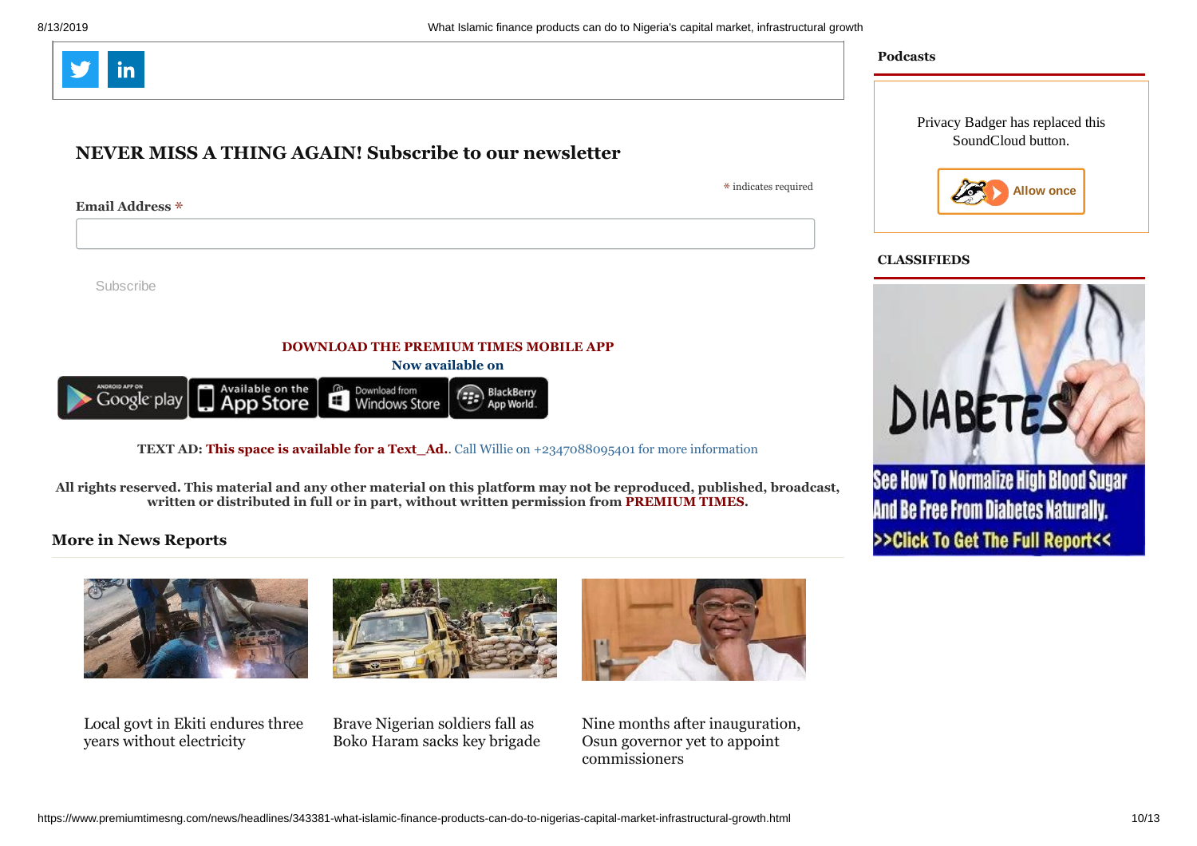## NEVER MISS A THING AGAIN! Subscribe to our newsletter

* indicates required

**Email Address** *

Subscribe

**DOWNLOAD THE PREMIUM TIMES MOBILE APP**

**Now available on**

**TEXT AD: This space is available for a Text_Ad..** Call Willie on +2347088095401 for more information

**All rights reserved. This material and any other material on this platform may not be reproduced, published, broadcast, written or distributed in full or in part, without written permission from PREMIUM TIMES.**

### More in News Reports

Local govt in Ekiti endures three years without electricity

Brave Nigerian soldiers fall as Boko Haram sacks key brigade

Nine months after inauguration, Osun governor yet to appoint commissioners

**Podcasts**

Privacy Badger has replaced this SoundCloud button.

Allow once

**CLASSIFIEDS**

DIABETES

See How To Normalize High Blood Sugar And Be Free From Diabetes Naturally. >>Click To Get The Full Report<<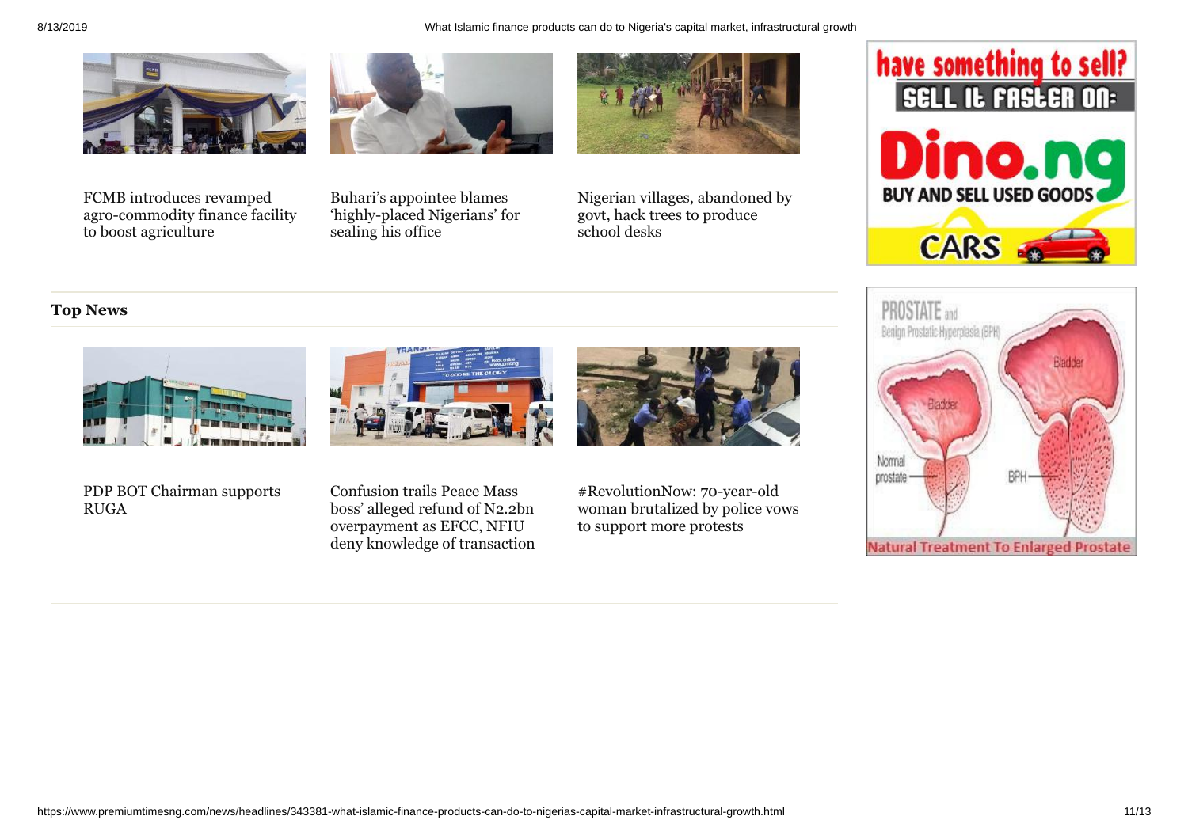FCMB introduces revamped agro-commodity finance facility to boost agriculture

Buhari's appointee blames 'highly-placed Nigerians' for sealing his office

Nigerian villages, abandoned by govt, hack trees to produce school desks

## Top News

PDP BOT Chairman supports RUGA

Confusion trails Peace Mass boss' alleged refund of N2.2bn overpayment as EFCC, NFIU deny knowledge of transaction

#RevolutionNow: 70-year-old woman brutalized by police vows to support more protests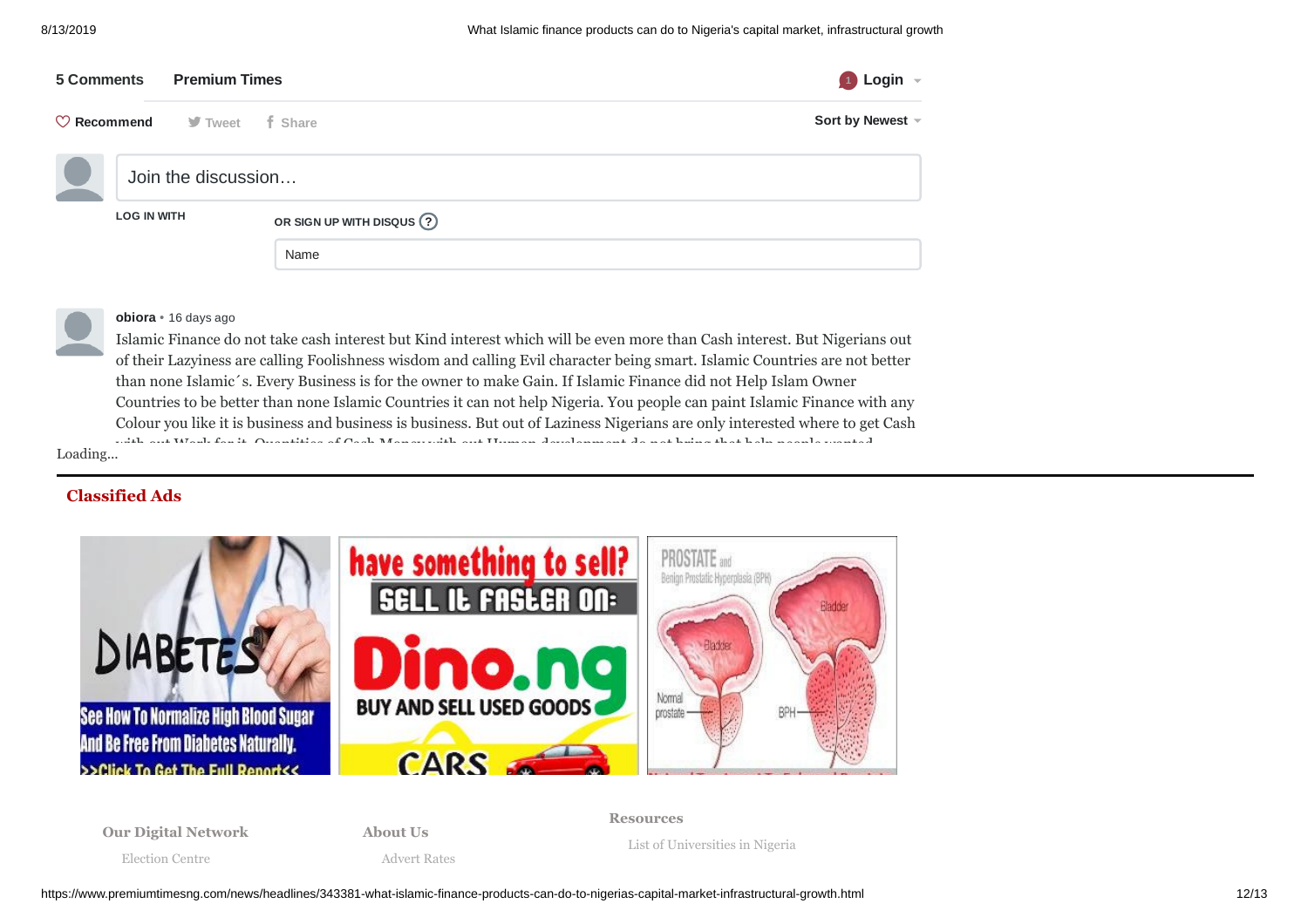5 Comments Premium Times

1 Login

Recommend Tweet Share

Sort by Newest

Join the discussion…

LOG IN WITH

OR SIGN UP WITH DISQUS ?

Name

**obiora** • 16 days ago

Islamic Finance do not take cash interest but Kind interest which will be even more than Cash interest. But Nigerians out of their Lazyiness are calling Foolishness wisdom and calling Evil character being smart. Islamic Countries are not better than none Islamic´s. Every Business is for the owner to make Gain. If Islamic Finance did not Help Islam Owner Countries to be better than none Islamic Countries it can not help Nigeria. You people can paint Islamic Finance with any Colour you like it is business and business is business. But out of Laziness Nigerians are only interested where to get Cash

Loading...

## Classified Ads

### Our Digital Network

Election Centre

### About Us

Advert Rates

### Resources

List of Universities in Nigeria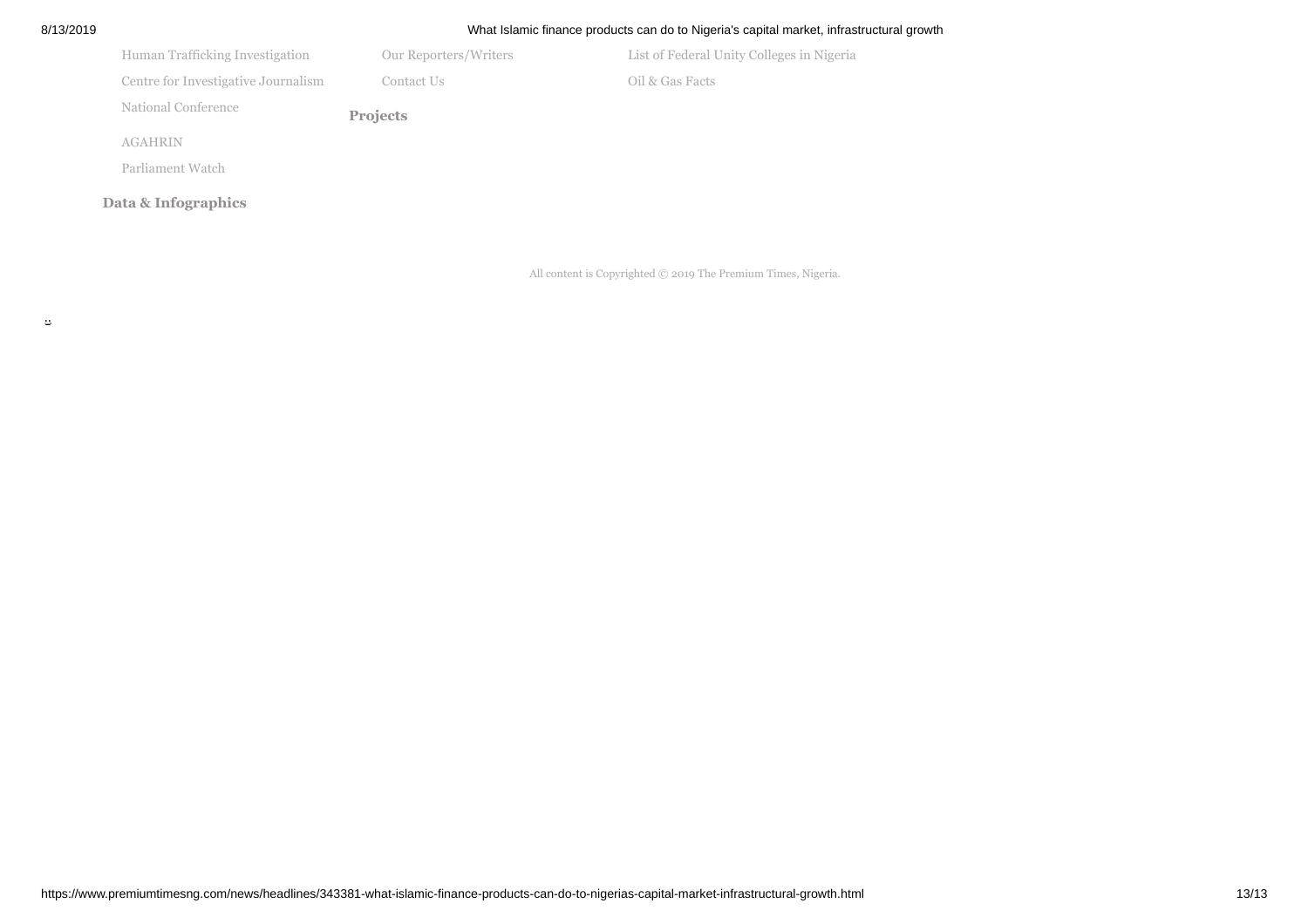Human Trafficking Investigation

Centre for Investigative Journalism

National Conference

AGAHRIN

Parliament Watch

**Data & Infographics**

Our Reporters/Writers

Contact Us

**Projects**

List of Federal Unity Colleges in Nigeria

Oil & Gas Facts

All content is Copyrighted © 2019 The Premium Times, Nigeria.